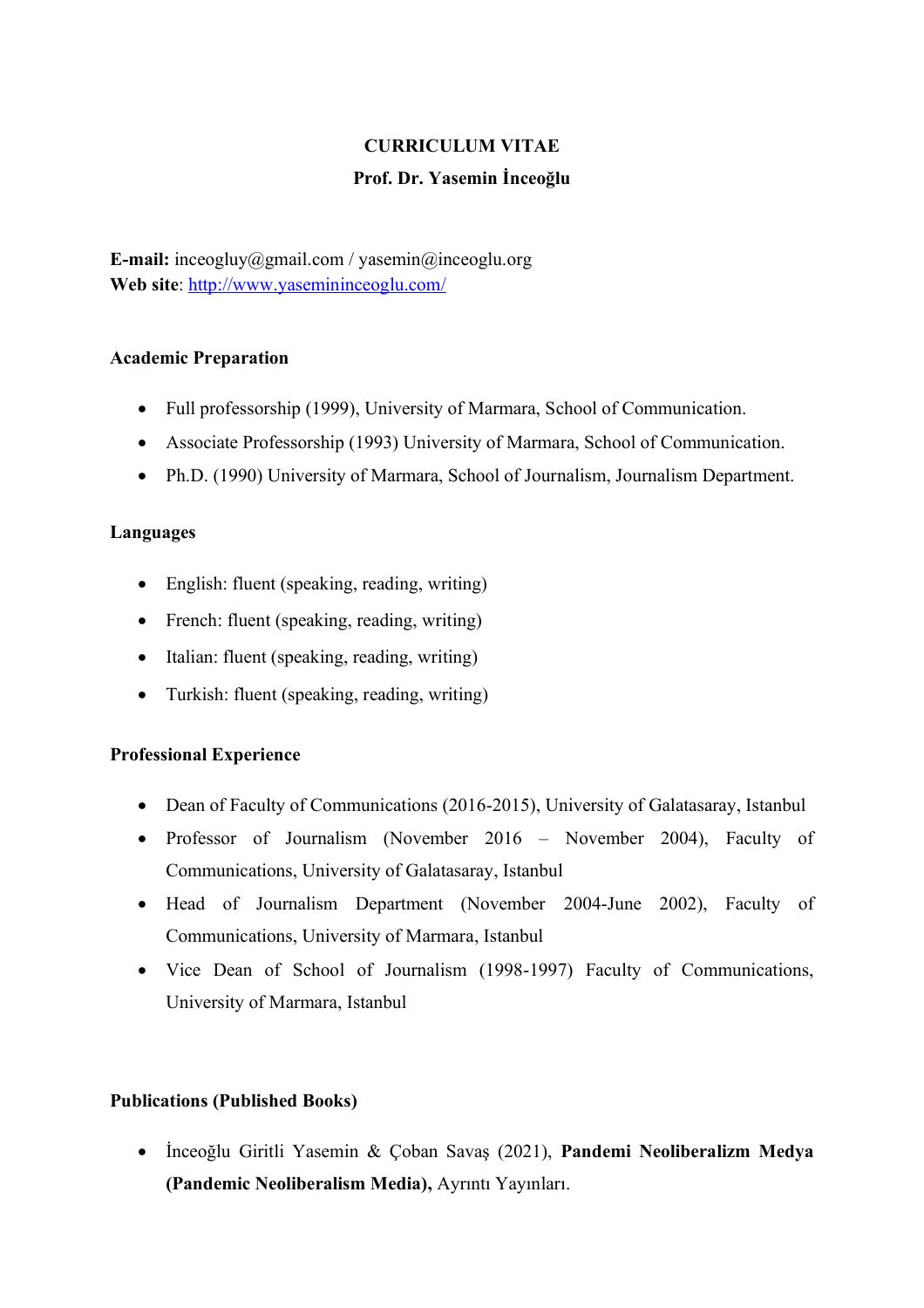# CURRICULUM VITAE

## Prof. Dr. Yasemin İnceoğlu

**E-mail:** inceogluy@gmail.com / yasemin@inceoglu.org
**Web site**: [http://www.yasemininceoglu.com/](http://www.yasemininceoglu.com/)

### Academic Preparation

- Full professorship (1999), University of Marmara, School of Communication.
- Associate Professorship (1993) University of Marmara, School of Communication.
- Ph.D. (1990) University of Marmara, School of Journalism, Journalism Department.

### Languages

- English: fluent (speaking, reading, writing)
- French: fluent (speaking, reading, writing)
- Italian: fluent (speaking, reading, writing)
- Turkish: fluent (speaking, reading, writing)

### Professional Experience

- Dean of Faculty of Communications (2016-2015), University of Galatasaray, Istanbul
- Professor of Journalism (November 2016 – November 2004), Faculty of Communications, University of Galatasaray, Istanbul
- Head of Journalism Department (November 2004-June 2002), Faculty of Communications, University of Marmara, Istanbul
- Vice Dean of School of Journalism (1998-1997) Faculty of Communications, University of Marmara, Istanbul

### Publications (Published Books)

- İnceoğlu Giritli Yasemin & Çoban Savaş (2021), **Pandemi Neoliberalizm Medya (Pandemic Neoliberalism Media),** Ayrıntı Yayınları.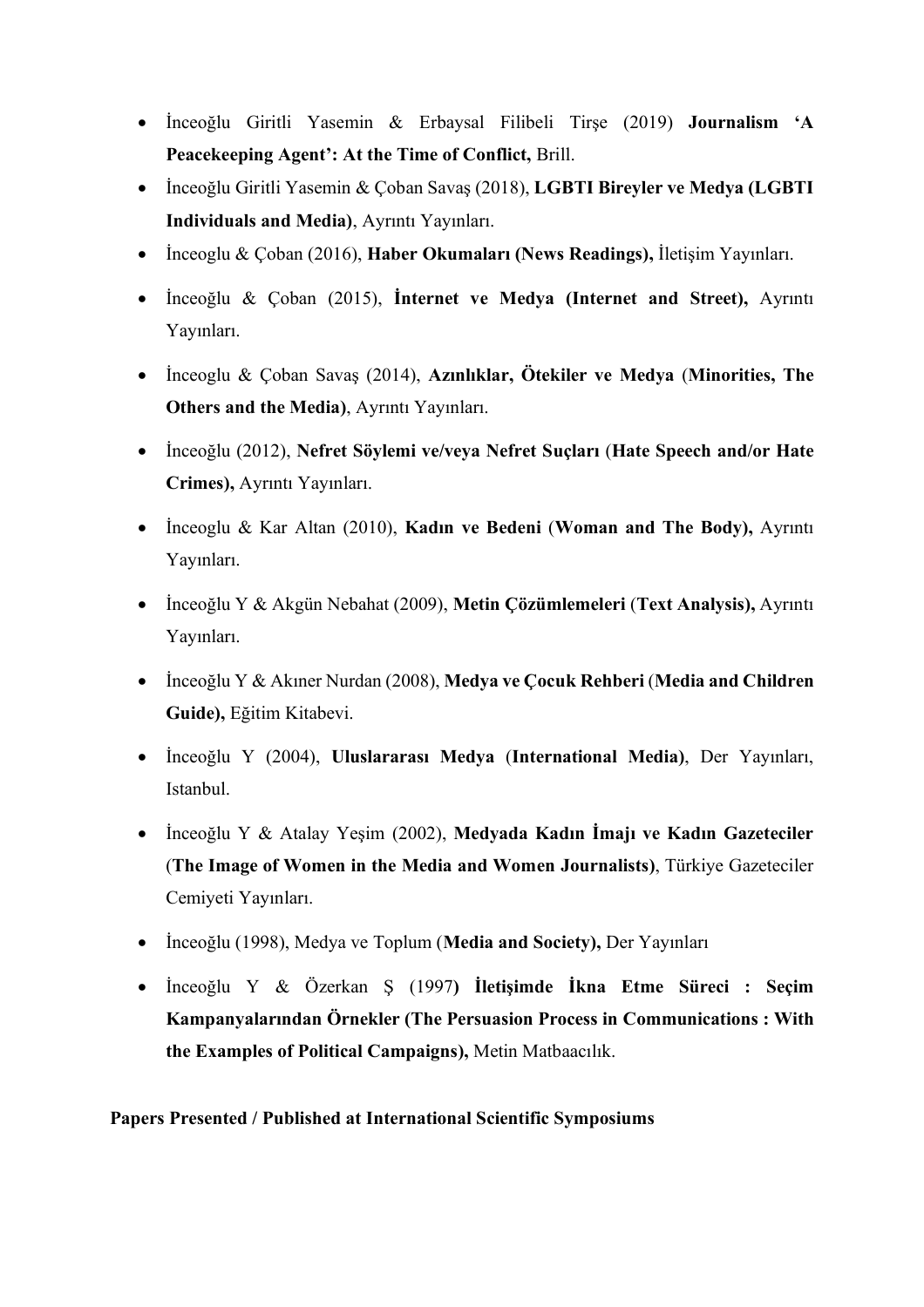- İnceoğlu Giritli Yasemin & Erbaysal Filibeli Tirşe (2019) **Journalism 'A Peacekeeping Agent': At the Time of Conflict,** Brill.
- İnceoğlu Giritli Yasemin & Çoban Savaş (2018), **LGBTI Bireyler ve Medya (LGBTI Individuals and Media)**, Ayrıntı Yayınları.
- İnceoglu & Çoban (2016), **Haber Okumaları (News Readings),** İletişim Yayınları.
- İnceoğlu & Çoban (2015), **İnternet ve Medya (Internet and Street),** Ayrıntı Yayınları.
- İnceoglu & Çoban Savaş (2014), **Azınlıklar, Ötekiler ve Medya** (**Minorities, The Others and the Media)**, Ayrıntı Yayınları.
- İnceoğlu (2012), **Nefret Söylemi ve/veya Nefret Suçları** (**Hate Speech and/or Hate Crimes),** Ayrıntı Yayınları.
- İnceoglu & Kar Altan (2010), **Kadın ve Bedeni** (**Woman and The Body),** Ayrıntı Yayınları.
- İnceoğlu Y & Akgün Nebahat (2009), **Metin Çözümlemeleri** (**Text Analysis),** Ayrıntı Yayınları.
- İnceoğlu Y & Akıner Nurdan (2008), **Medya ve Çocuk Rehberi** (**Media and Children Guide),** Eğitim Kitabevi.
- İnceoğlu Y (2004), **Uluslararası Medya** (**International Media)**, Der Yayınları, Istanbul.
- İnceoğlu Y & Atalay Yeşim (2002), **Medyada Kadın İmajı ve Kadın Gazeteciler** (**The Image of Women in the Media and Women Journalists)**, Türkiye Gazeteciler Cemiyeti Yayınları.
- İnceoğlu (1998), Medya ve Toplum (**Media and Society),** Der Yayınları
- İnceoğlu Y & Özerkan Ş (1997**) İletişimde İkna Etme Süreci : Seçim Kampanyalarından Örnekler (The Persuasion Process in Communications : With the Examples of Political Campaigns),** Metin Matbaacılık.

**Papers Presented / Published at International Scientific Symposiums**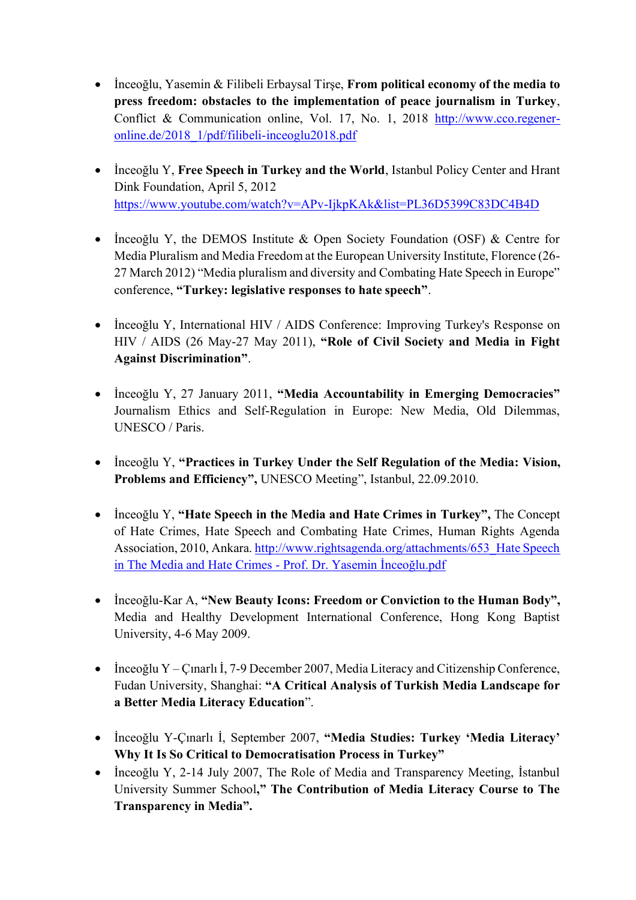- İnceoğlu, Yasemin & Filibeli Erbaysal Tirşe, **From political economy of the media to press freedom: obstacles to the implementation of peace journalism in Turkey**, Conflict & Communication online, Vol. 17, No. 1, 2018 http://www.cco.regener-online.de/2018_1/pdf/filibeli-inceoglu2018.pdf

- İnceoğlu Y, **Free Speech in Turkey and the World**, Istanbul Policy Center and Hrant Dink Foundation, April 5, 2012 https://www.youtube.com/watch?v=APv-IjkpKAk&list=PL36D5399C83DC4B4D

- İnceoğlu Y, the DEMOS Institute & Open Society Foundation (OSF) & Centre for Media Pluralism and Media Freedom at the European University Institute, Florence (26-27 March 2012) "Media pluralism and diversity and Combating Hate Speech in Europe" conference, **"Turkey: legislative responses to hate speech"**.

- İnceoğlu Y, International HIV / AIDS Conference: Improving Turkey's Response on HIV / AIDS (26 May-27 May 2011), **"Role of Civil Society and Media in Fight Against Discrimination"**.

- İnceoğlu Y, 27 January 2011, **"Media Accountability in Emerging Democracies"** Journalism Ethics and Self-Regulation in Europe: New Media, Old Dilemmas, UNESCO / Paris.

- İnceoğlu Y, **"Practices in Turkey Under the Self Regulation of the Media: Vision, Problems and Efficiency",** UNESCO Meeting", Istanbul, 22.09.2010.

- İnceoğlu Y, **"Hate Speech in the Media and Hate Crimes in Turkey",** The Concept of Hate Crimes, Hate Speech and Combating Hate Crimes, Human Rights Agenda Association, 2010, Ankara. http://www.rightsagenda.org/attachments/653_Hate Speech in The Media and Hate Crimes - Prof. Dr. Yasemin İnceoğlu.pdf

- İnceoğlu-Kar A, **"New Beauty Icons: Freedom or Conviction to the Human Body",** Media and Healthy Development International Conference, Hong Kong Baptist University, 4-6 May 2009.

- İnceoğlu Y – Çınarlı İ, 7-9 December 2007, Media Literacy and Citizenship Conference, Fudan University, Shanghai: **"A Critical Analysis of Turkish Media Landscape for a Better Media Literacy Education**".

- İnceoğlu Y-Çınarlı İ, September 2007, **"Media Studies: Turkey 'Media Literacy' Why It Is So Critical to Democratisation Process in Turkey"**
- İnceoğlu Y, 2-14 July 2007, The Role of Media and Transparency Meeting, İstanbul University Summer School**," The Contribution of Media Literacy Course to The Transparency in Media".**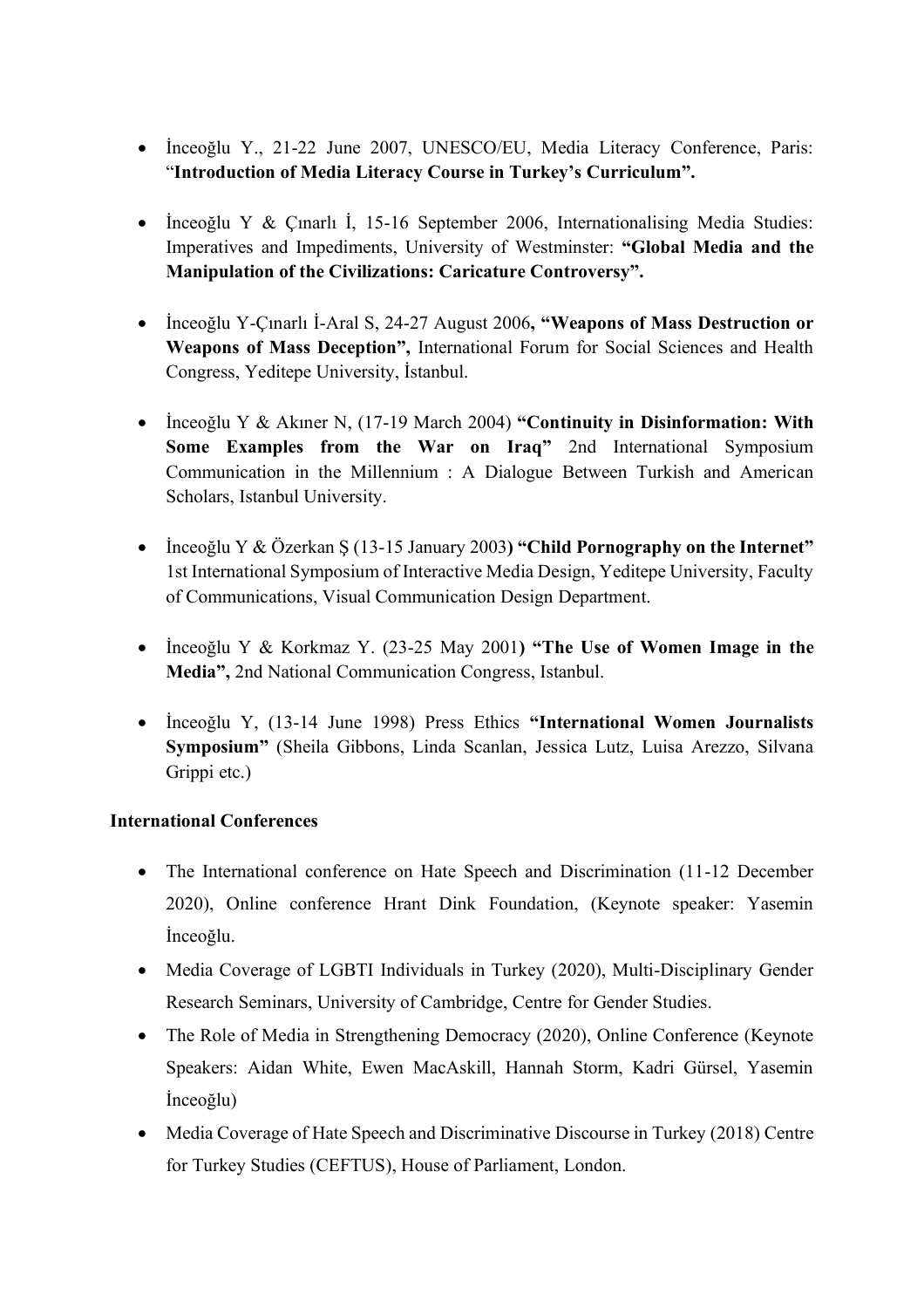- İnceoğlu Y., 21-22 June 2007, UNESCO/EU, Media Literacy Conference, Paris: "**Introduction of Media Literacy Course in Turkey's Curriculum".**

- İnceoğlu Y & Çınarlı İ, 15-16 September 2006, Internationalising Media Studies: Imperatives and Impediments, University of Westminster: **"Global Media and the Manipulation of the Civilizations: Caricature Controversy".**

- İnceoğlu Y-Çınarlı İ-Aral S, 24-27 August 2006**, "Weapons of Mass Destruction or Weapons of Mass Deception",** International Forum for Social Sciences and Health Congress, Yeditepe University, İstanbul.

- İnceoğlu Y & Akıner N, (17-19 March 2004) **"Continuity in Disinformation: With Some Examples from the War on Iraq"** 2nd International Symposium Communication in the Millennium : A Dialogue Between Turkish and American Scholars, Istanbul University.

- İnceoğlu Y & Özerkan Ş (13-15 January 2003**) "Child Pornography on the Internet"** 1st International Symposium of Interactive Media Design, Yeditepe University, Faculty of Communications, Visual Communication Design Department.

- İnceoğlu Y & Korkmaz Y. (23-25 May 2001**) "The Use of Women Image in the Media",** 2nd National Communication Congress, Istanbul.

- İnceoğlu Y, (13-14 June 1998) Press Ethics **"International Women Journalists Symposium"** (Sheila Gibbons, Linda Scanlan, Jessica Lutz, Luisa Arezzo, Silvana Grippi etc.)

**International Conferences**

- The International conference on Hate Speech and Discrimination (11-12 December 2020), Online conference Hrant Dink Foundation, (Keynote speaker: Yasemin İnceoğlu.
- Media Coverage of LGBTI Individuals in Turkey (2020), Multi-Disciplinary Gender Research Seminars, University of Cambridge, Centre for Gender Studies.
- The Role of Media in Strengthening Democracy (2020), Online Conference (Keynote Speakers: Aidan White, Ewen MacAskill, Hannah Storm, Kadri Gürsel, Yasemin İnceoğlu)
- Media Coverage of Hate Speech and Discriminative Discourse in Turkey (2018) Centre for Turkey Studies (CEFTUS), House of Parliament, London.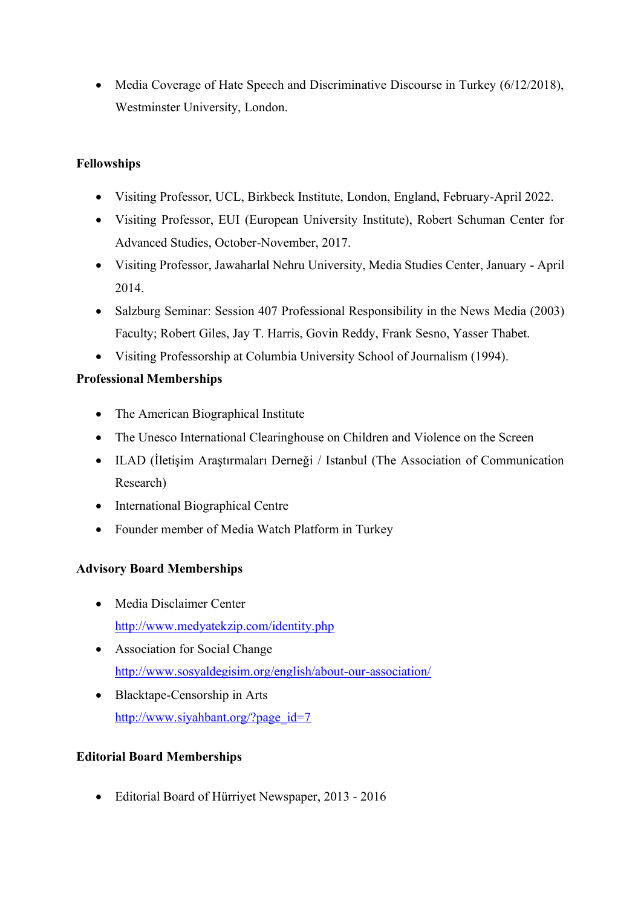- Media Coverage of Hate Speech and Discriminative Discourse in Turkey (6/12/2018), Westminster University, London.

**Fellowships**

- Visiting Professor, UCL, Birkbeck Institute, London, England, February-April 2022.
- Visiting Professor, EUI (European University Institute), Robert Schuman Center for Advanced Studies, October-November, 2017.
- Visiting Professor, Jawaharlal Nehru University, Media Studies Center, January - April 2014.
- Salzburg Seminar: Session 407 Professional Responsibility in the News Media (2003) Faculty; Robert Giles, Jay T. Harris, Govin Reddy, Frank Sesno, Yasser Thabet.
- Visiting Professorship at Columbia University School of Journalism (1994).

**Professional Memberships**

- The American Biographical Institute
- The Unesco International Clearinghouse on Children and Violence on the Screen
- ILAD (İletişim Araştırmaları Derneği / Istanbul (The Association of Communication Research)
- International Biographical Centre
- Founder member of Media Watch Platform in Turkey

**Advisory Board Memberships**

- Media Disclaimer Center
  http://www.medyatekzip.com/identity.php
- Association for Social Change
  http://www.sosyaldegisim.org/english/about-our-association/
- Blacktape-Censorship in Arts
  http://www.siyahbant.org/?page_id=7

**Editorial Board Memberships**

- Editorial Board of Hürriyet Newspaper, 2013 - 2016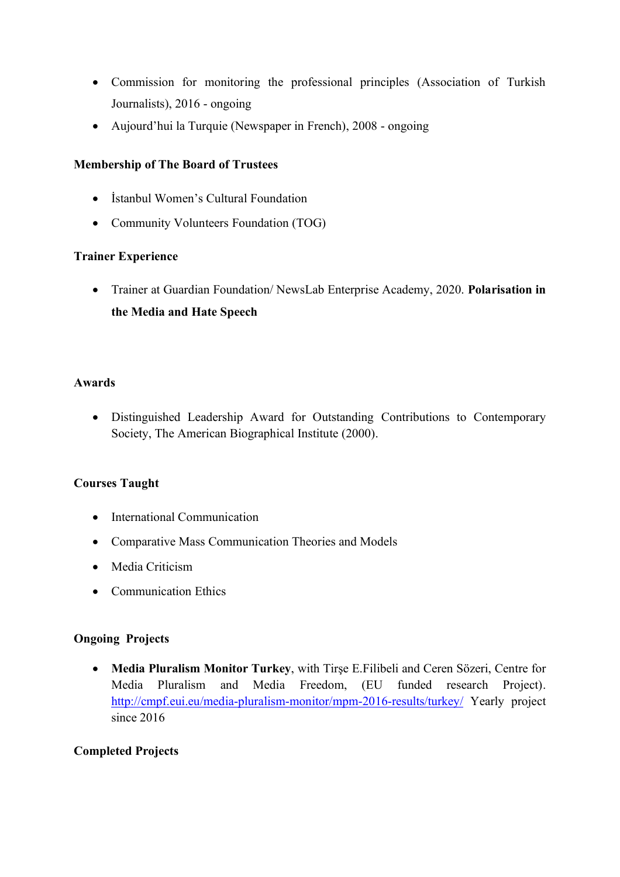- Commission for monitoring the professional principles (Association of Turkish Journalists), 2016 - ongoing
- Aujourd'hui la Turquie (Newspaper in French), 2008 - ongoing

**Membership of The Board of Trustees**

- İstanbul Women's Cultural Foundation
- Community Volunteers Foundation (TOG)

**Trainer Experience**

- Trainer at Guardian Foundation/ NewsLab Enterprise Academy, 2020. **Polarisation in the Media and Hate Speech**

**Awards**

- Distinguished Leadership Award for Outstanding Contributions to Contemporary Society, The American Biographical Institute (2000).

**Courses Taught**

- International Communication
- Comparative Mass Communication Theories and Models
- Media Criticism
- Communication Ethics

**Ongoing Projects**

- **Media Pluralism Monitor Turkey**, with Tirşe E.Filibeli and Ceren Sözeri, Centre for Media Pluralism and Media Freedom, (EU funded research Project). http://cmpf.eui.eu/media-pluralism-monitor/mpm-2016-results/turkey/ Yearly project since 2016

**Completed Projects**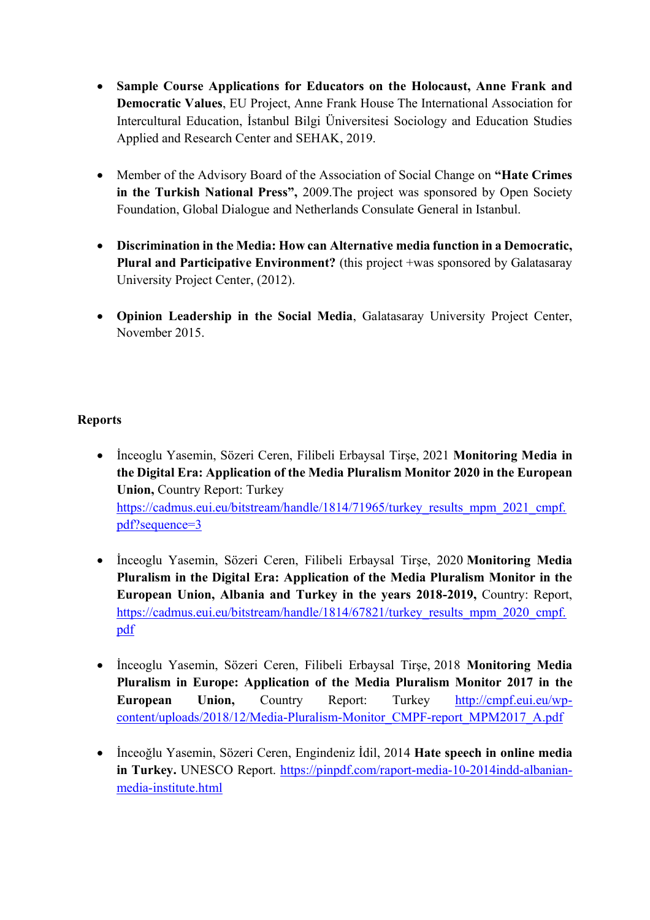- **Sample Course Applications for Educators on the Holocaust, Anne Frank and Democratic Values**, EU Project, Anne Frank House The International Association for Intercultural Education, İstanbul Bilgi Üniversitesi Sociology and Education Studies Applied and Research Center and SEHAK, 2019.

- Member of the Advisory Board of the Association of Social Change on **"Hate Crimes in the Turkish National Press",** 2009.The project was sponsored by Open Society Foundation, Global Dialogue and Netherlands Consulate General in Istanbul.

- **Discrimination in the Media: How can Alternative media function in a Democratic, Plural and Participative Environment?** (this project +was sponsored by Galatasaray University Project Center, (2012).

- **Opinion Leadership in the Social Media**, Galatasaray University Project Center, November 2015.

**Reports**

- İnceoglu Yasemin, Sözeri Ceren, Filibeli Erbaysal Tirşe, 2021 **Monitoring Media in the Digital Era: Application of the Media Pluralism Monitor 2020 in the European Union,** Country Report: Turkey https://cadmus.eui.eu/bitstream/handle/1814/71965/turkey_results_mpm_2021_cmpf.pdf?sequence=3

- İnceoglu Yasemin, Sözeri Ceren, Filibeli Erbaysal Tirşe, 2020 **Monitoring Media Pluralism in the Digital Era: Application of the Media Pluralism Monitor in the European Union, Albania and Turkey in the years 2018-2019,** Country: Report, https://cadmus.eui.eu/bitstream/handle/1814/67821/turkey_results_mpm_2020_cmpf.pdf

- İnceoglu Yasemin, Sözeri Ceren, Filibeli Erbaysal Tirşe, 2018 **Monitoring Media Pluralism in Europe: Application of the Media Pluralism Monitor 2017 in the European Union,** Country Report: Turkey http://cmpf.eui.eu/wp-content/uploads/2018/12/Media-Pluralism-Monitor_CMPF-report_MPM2017_A.pdf

- İnceoğlu Yasemin, Sözeri Ceren, Engindeniz İdil, 2014 **Hate speech in online media in Turkey.** UNESCO Report. https://pinpdf.com/raport-media-10-2014indd-albanian-media-institute.html